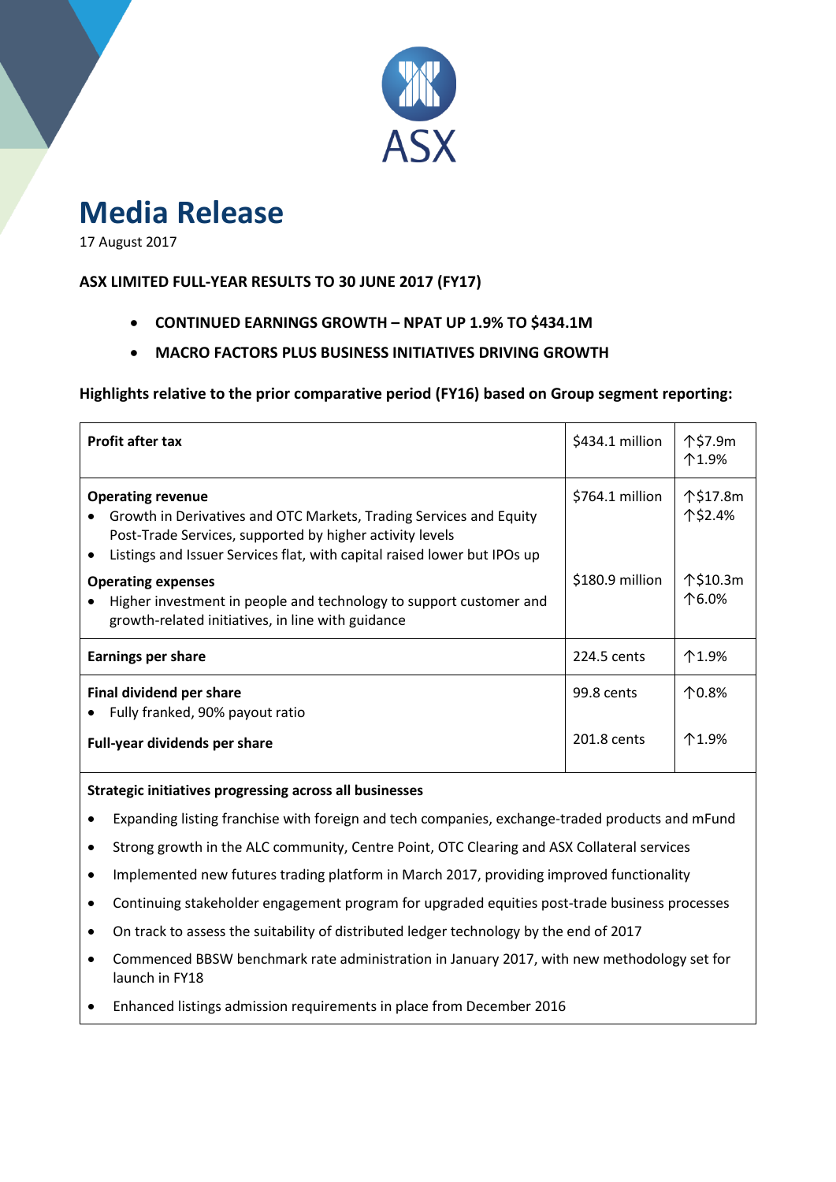# Media Release

17 August 2017

**ASX LIMITED FULL-YEAR RESULTS TO 30 JUNE 2017 (FY17)**

- **CONTINUED EARNINGS GROWTH – NPAT UP 1.9% TO $434.1M**
- **MACRO FACTORS PLUS BUSINESS INITIATIVES DRIVING GROWTH**

**Highlights relative to the prior comparative period (FY16) based on Group segment reporting:**

| | | |
|---|---|---|
| **Profit after tax** | $434.1 million | ↑$7.9m ↑1.9% |
| **Operating revenue** • Growth in Derivatives and OTC Markets, Trading Services and Equity Post-Trade Services, supported by higher activity levels • Listings and Issuer Services flat, with capital raised lower but IPOs up | $764.1 million | ↑$17.8m ↑$2.4% |
| **Operating expenses** • Higher investment in people and technology to support customer and growth-related initiatives, in line with guidance | $180.9 million | ↑$10.3m ↑6.0% |
| **Earnings per share** | 224.5 cents | ↑1.9% |
| **Final dividend per share** • Fully franked, 90% payout ratio | 99.8 cents | ↑0.8% |
| **Full-year dividends per share** | 201.8 cents | ↑1.9% |

**Strategic initiatives progressing across all businesses**

- Expanding listing franchise with foreign and tech companies, exchange-traded products and mFund
- Strong growth in the ALC community, Centre Point, OTC Clearing and ASX Collateral services
- Implemented new futures trading platform in March 2017, providing improved functionality
- Continuing stakeholder engagement program for upgraded equities post-trade business processes
- On track to assess the suitability of distributed ledger technology by the end of 2017
- Commenced BBSW benchmark rate administration in January 2017, with new methodology set for launch in FY18
- Enhanced listings admission requirements in place from December 2016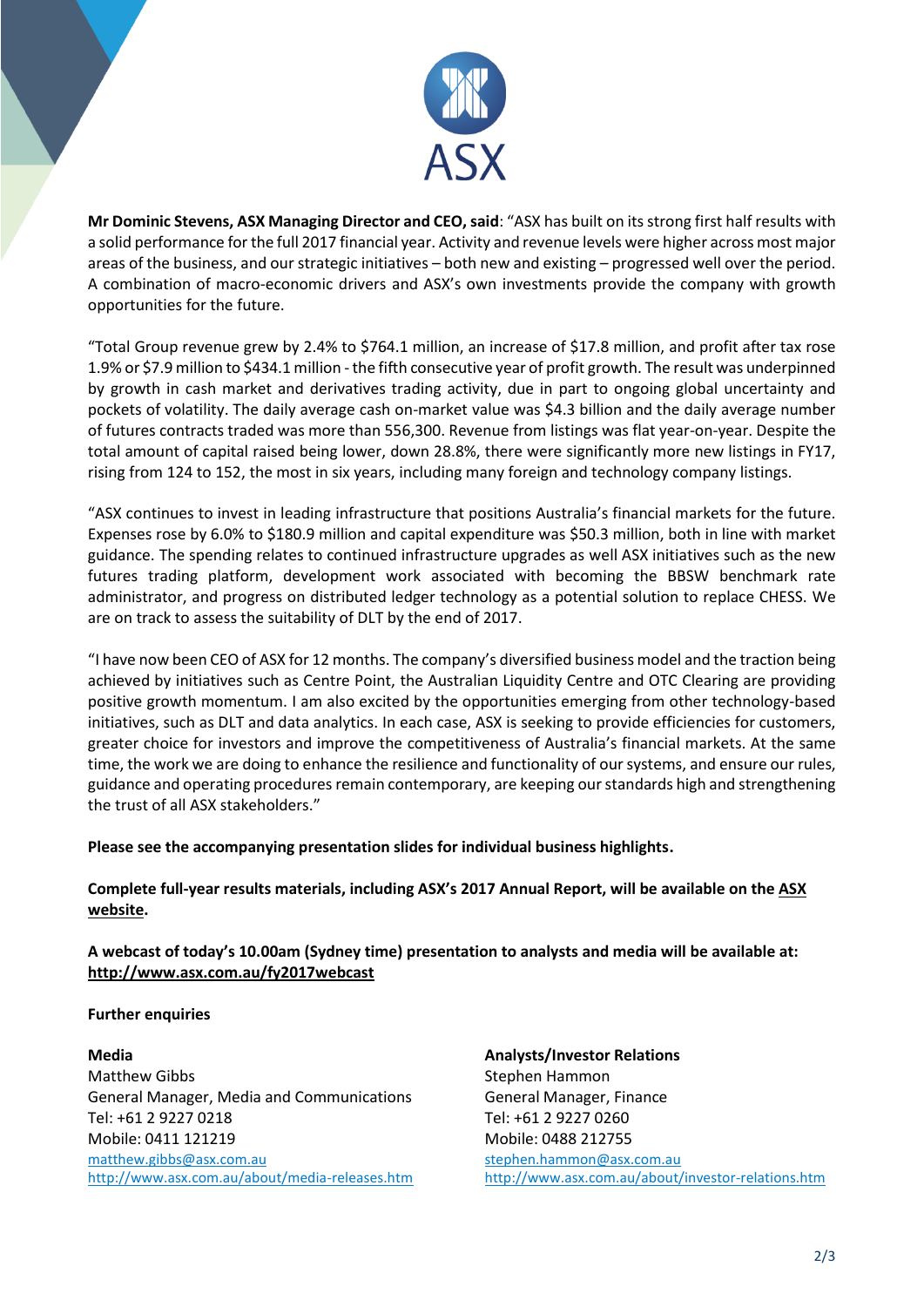**Mr Dominic Stevens, ASX Managing Director and CEO, said**: "ASX has built on its strong first half results with a solid performance for the full 2017 financial year. Activity and revenue levels were higher across most major areas of the business, and our strategic initiatives – both new and existing – progressed well over the period. A combination of macro-economic drivers and ASX's own investments provide the company with growth opportunities for the future.

"Total Group revenue grew by 2.4% to $764.1 million, an increase of $17.8 million, and profit after tax rose 1.9% or $7.9 million to $434.1 million - the fifth consecutive year of profit growth. The result was underpinned by growth in cash market and derivatives trading activity, due in part to ongoing global uncertainty and pockets of volatility. The daily average cash on-market value was $4.3 billion and the daily average number of futures contracts traded was more than 556,300. Revenue from listings was flat year-on-year. Despite the total amount of capital raised being lower, down 28.8%, there were significantly more new listings in FY17, rising from 124 to 152, the most in six years, including many foreign and technology company listings.

"ASX continues to invest in leading infrastructure that positions Australia's financial markets for the future. Expenses rose by 6.0% to $180.9 million and capital expenditure was $50.3 million, both in line with market guidance. The spending relates to continued infrastructure upgrades as well ASX initiatives such as the new futures trading platform, development work associated with becoming the BBSW benchmark rate administrator, and progress on distributed ledger technology as a potential solution to replace CHESS. We are on track to assess the suitability of DLT by the end of 2017.

"I have now been CEO of ASX for 12 months. The company's diversified business model and the traction being achieved by initiatives such as Centre Point, the Australian Liquidity Centre and OTC Clearing are providing positive growth momentum. I am also excited by the opportunities emerging from other technology-based initiatives, such as DLT and data analytics. In each case, ASX is seeking to provide efficiencies for customers, greater choice for investors and improve the competitiveness of Australia's financial markets. At the same time, the work we are doing to enhance the resilience and functionality of our systems, and ensure our rules, guidance and operating procedures remain contemporary, are keeping our standards high and strengthening the trust of all ASX stakeholders."

**Please see the accompanying presentation slides for individual business highlights.**

**Complete full-year results materials, including ASX's 2017 Annual Report, will be available on the ASX website.**

**A webcast of today's 10.00am (Sydney time) presentation to analysts and media will be available at: http://www.asx.com.au/fy2017webcast**

**Further enquiries**

**Media**
Matthew Gibbs
General Manager, Media and Communications
Tel: +61 2 9227 0218
Mobile: 0411 121219
matthew.gibbs@asx.com.au
http://www.asx.com.au/about/media-releases.htm

**Analysts/Investor Relations**
Stephen Hammon
General Manager, Finance
Tel: +61 2 9227 0260
Mobile: 0488 212755
stephen.hammon@asx.com.au
http://www.asx.com.au/about/investor-relations.htm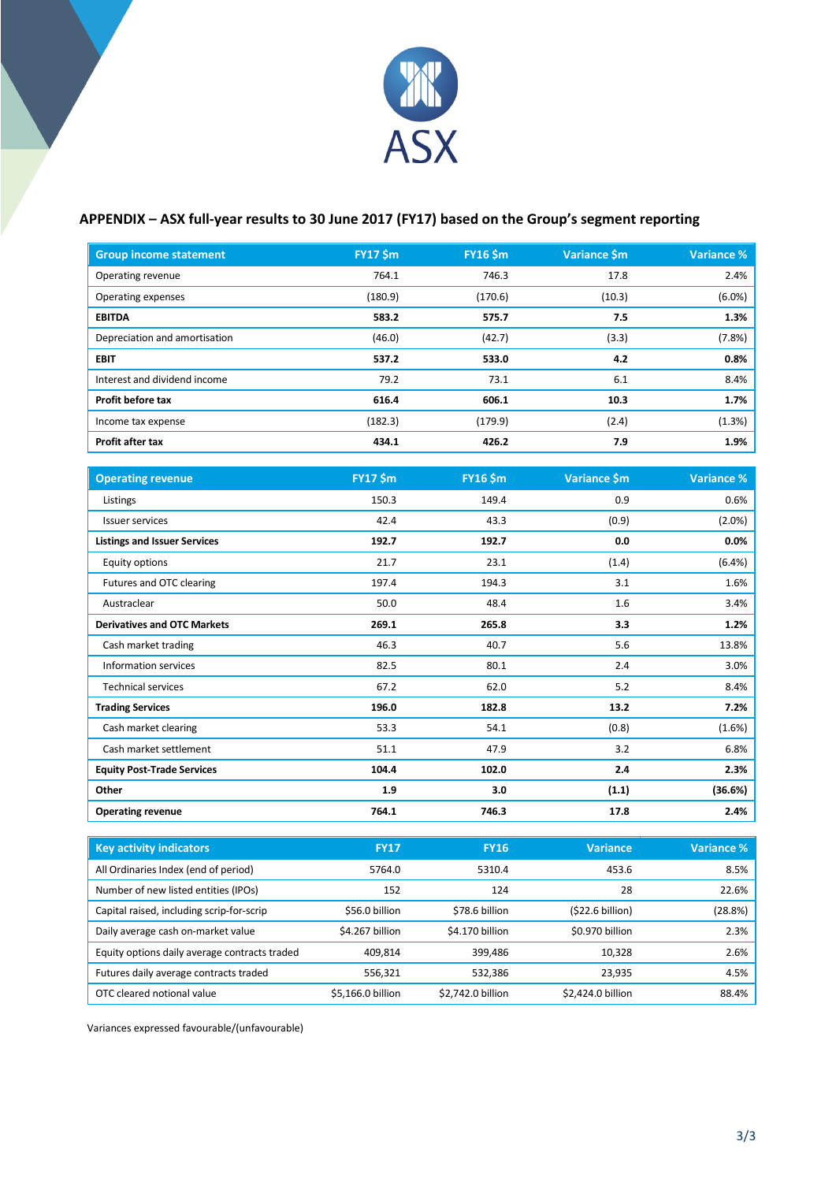## APPENDIX – ASX full-year results to 30 June 2017 (FY17) based on the Group's segment reporting

| Group income statement | FY17 $m | FY16 $m | Variance $m | Variance % |
|---|---|---|---|---|
| Operating revenue | 764.1 | 746.3 | 17.8 | 2.4% |
| Operating expenses | (180.9) | (170.6) | (10.3) | (6.0%) |
| **EBITDA** | **583.2** | **575.7** | **7.5** | **1.3%** |
| Depreciation and amortisation | (46.0) | (42.7) | (3.3) | (7.8%) |
| **EBIT** | **537.2** | **533.0** | **4.2** | **0.8%** |
| Interest and dividend income | 79.2 | 73.1 | 6.1 | 8.4% |
| **Profit before tax** | **616.4** | **606.1** | **10.3** | **1.7%** |
| Income tax expense | (182.3) | (179.9) | (2.4) | (1.3%) |
| **Profit after tax** | **434.1** | **426.2** | **7.9** | **1.9%** |

| Operating revenue | FY17 $m | FY16 $m | Variance $m | Variance % |
|---|---|---|---|---|
| Listings | 150.3 | 149.4 | 0.9 | 0.6% |
| Issuer services | 42.4 | 43.3 | (0.9) | (2.0%) |
| **Listings and Issuer Services** | **192.7** | **192.7** | **0.0** | **0.0%** |
| Equity options | 21.7 | 23.1 | (1.4) | (6.4%) |
| Futures and OTC clearing | 197.4 | 194.3 | 3.1 | 1.6% |
| Austraclear | 50.0 | 48.4 | 1.6 | 3.4% |
| **Derivatives and OTC Markets** | **269.1** | **265.8** | **3.3** | **1.2%** |
| Cash market trading | 46.3 | 40.7 | 5.6 | 13.8% |
| Information services | 82.5 | 80.1 | 2.4 | 3.0% |
| Technical services | 67.2 | 62.0 | 5.2 | 8.4% |
| **Trading Services** | **196.0** | **182.8** | **13.2** | **7.2%** |
| Cash market clearing | 53.3 | 54.1 | (0.8) | (1.6%) |
| Cash market settlement | 51.1 | 47.9 | 3.2 | 6.8% |
| **Equity Post-Trade Services** | **104.4** | **102.0** | **2.4** | **2.3%** |
| **Other** | **1.9** | **3.0** | **(1.1)** | **(36.6%)** |
| **Operating revenue** | **764.1** | **746.3** | **17.8** | **2.4%** |

| Key activity indicators | FY17 | FY16 | Variance | Variance % |
|---|---|---|---|---|
| All Ordinaries Index (end of period) | 5764.0 | 5310.4 | 453.6 | 8.5% |
| Number of new listed entities (IPOs) | 152 | 124 | 28 | 22.6% |
| Capital raised, including scrip-for-scrip | $56.0 billion | $78.6 billion | ($22.6 billion) | (28.8%) |
| Daily average cash on-market value | $4.267 billion | $4.170 billion | $0.970 billion | 2.3% |
| Equity options daily average contracts traded | 409,814 | 399,486 | 10,328 | 2.6% |
| Futures daily average contracts traded | 556,321 | 532,386 | 23,935 | 4.5% |
| OTC cleared notional value | $5,166.0 billion | $2,742.0 billion | $2,424.0 billion | 88.4% |

Variances expressed favourable/(unfavourable)